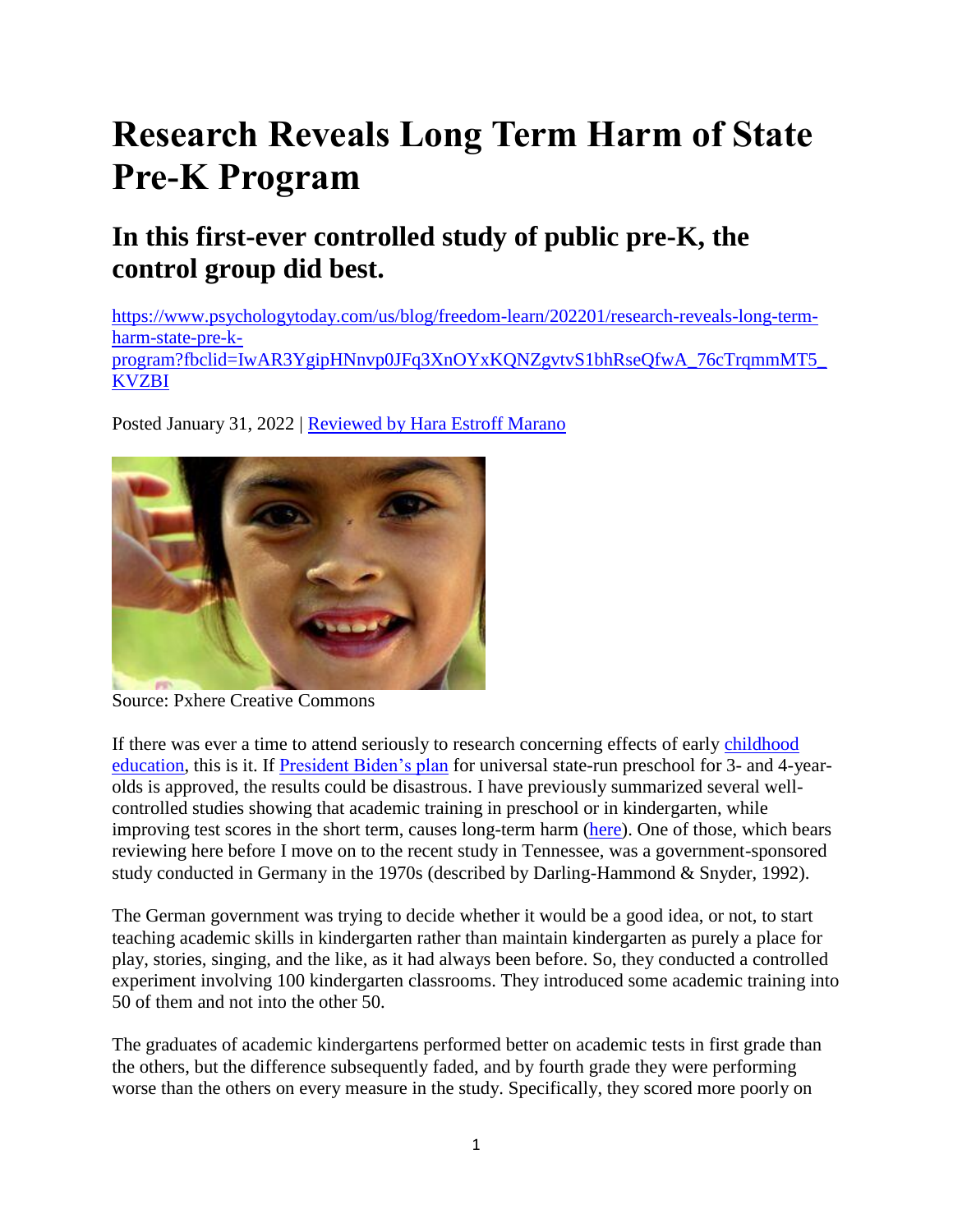# Research Reveals Long Term Harm of State Pre-K Program

## In this first-ever controlled study of public pre-K, the control group did best.

https://www.psychologytoday.com/us/blog/freedom-learn/202201/research-reveals-long-term-harm-state-pre-k-program?fbclid=IwAR3YgipHNnvp0JFq3XnOYxKQNZgvtvS1bhRseQfwA_76cTrqmmMT5_KVZBI

Posted January 31, 2022 | Reviewed by Hara Estroff Marano

Source: Pxhere Creative Commons

If there was ever a time to attend seriously to research concerning effects of early childhood education, this is it. If President Biden's plan for universal state-run preschool for 3- and 4-year-olds is approved, the results could be disastrous. I have previously summarized several well-controlled studies showing that academic training in preschool or in kindergarten, while improving test scores in the short term, causes long-term harm (here). One of those, which bears reviewing here before I move on to the recent study in Tennessee, was a government-sponsored study conducted in Germany in the 1970s (described by Darling-Hammond & Snyder, 1992).

The German government was trying to decide whether it would be a good idea, or not, to start teaching academic skills in kindergarten rather than maintain kindergarten as purely a place for play, stories, singing, and the like, as it had always been before. So, they conducted a controlled experiment involving 100 kindergarten classrooms. They introduced some academic training into 50 of them and not into the other 50.

The graduates of academic kindergartens performed better on academic tests in first grade than the others, but the difference subsequently faded, and by fourth grade they were performing worse than the others on every measure in the study. Specifically, they scored more poorly on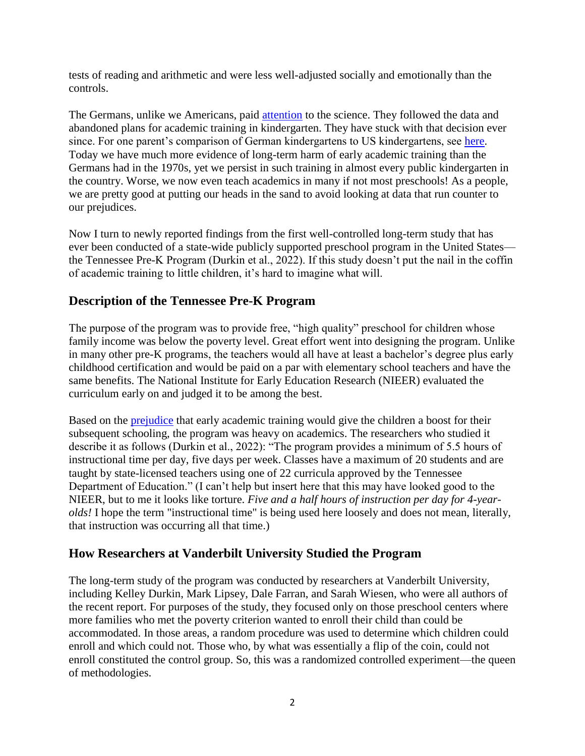tests of reading and arithmetic and were less well-adjusted socially and emotionally than the controls.

The Germans, unlike we Americans, paid attention to the science. They followed the data and abandoned plans for academic training in kindergarten. They have stuck with that decision ever since. For one parent's comparison of German kindergartens to US kindergartens, see here. Today we have much more evidence of long-term harm of early academic training than the Germans had in the 1970s, yet we persist in such training in almost every public kindergarten in the country. Worse, we now even teach academics in many if not most preschools! As a people, we are pretty good at putting our heads in the sand to avoid looking at data that run counter to our prejudices.

Now I turn to newly reported findings from the first well-controlled long-term study that has ever been conducted of a state-wide publicly supported preschool program in the United States—the Tennessee Pre-K Program (Durkin et al., 2022). If this study doesn't put the nail in the coffin of academic training to little children, it's hard to imagine what will.

## Description of the Tennessee Pre-K Program

The purpose of the program was to provide free, "high quality" preschool for children whose family income was below the poverty level. Great effort went into designing the program. Unlike in many other pre-K programs, the teachers would all have at least a bachelor's degree plus early childhood certification and would be paid on a par with elementary school teachers and have the same benefits. The National Institute for Early Education Research (NIEER) evaluated the curriculum early on and judged it to be among the best.

Based on the prejudice that early academic training would give the children a boost for their subsequent schooling, the program was heavy on academics. The researchers who studied it describe it as follows (Durkin et al., 2022): "The program provides a minimum of 5.5 hours of instructional time per day, five days per week. Classes have a maximum of 20 students and are taught by state-licensed teachers using one of 22 curricula approved by the Tennessee Department of Education." (I can't help but insert here that this may have looked good to the NIEER, but to me it looks like torture. *Five and a half hours of instruction per day for 4-year-olds!* I hope the term "instructional time" is being used here loosely and does not mean, literally, that instruction was occurring all that time.)

## How Researchers at Vanderbilt University Studied the Program

The long-term study of the program was conducted by researchers at Vanderbilt University, including Kelley Durkin, Mark Lipsey, Dale Farran, and Sarah Wiesen, who were all authors of the recent report. For purposes of the study, they focused only on those preschool centers where more families who met the poverty criterion wanted to enroll their child than could be accommodated. In those areas, a random procedure was used to determine which children could enroll and which could not. Those who, by what was essentially a flip of the coin, could not enroll constituted the control group. So, this was a randomized controlled experiment—the queen of methodologies.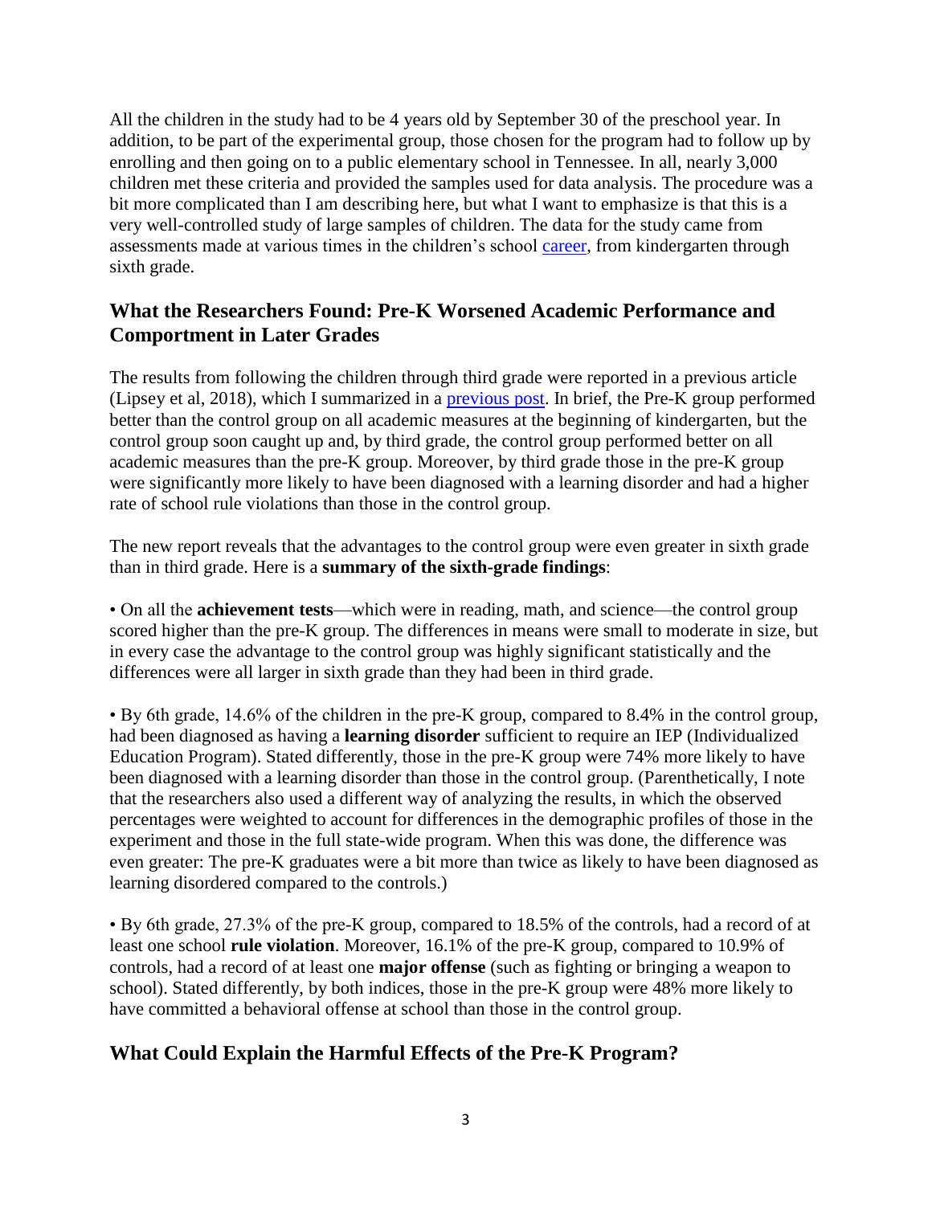All the children in the study had to be 4 years old by September 30 of the preschool year. In addition, to be part of the experimental group, those chosen for the program had to follow up by enrolling and then going on to a public elementary school in Tennessee. In all, nearly 3,000 children met these criteria and provided the samples used for data analysis. The procedure was a bit more complicated than I am describing here, but what I want to emphasize is that this is a very well-controlled study of large samples of children. The data for the study came from assessments made at various times in the children's school [career](), from kindergarten through sixth grade.

## What the Researchers Found: Pre-K Worsened Academic Performance and Comportment in Later Grades

The results from following the children through third grade were reported in a previous article (Lipsey et al, 2018), which I summarized in a [previous post](). In brief, the Pre-K group performed better than the control group on all academic measures at the beginning of kindergarten, but the control group soon caught up and, by third grade, the control group performed better on all academic measures than the pre-K group. Moreover, by third grade those in the pre-K group were significantly more likely to have been diagnosed with a learning disorder and had a higher rate of school rule violations than those in the control group.

The new report reveals that the advantages to the control group were even greater in sixth grade than in third grade. Here is a **summary of the sixth-grade findings**:

• On all the **achievement tests**—which were in reading, math, and science—the control group scored higher than the pre-K group. The differences in means were small to moderate in size, but in every case the advantage to the control group was highly significant statistically and the differences were all larger in sixth grade than they had been in third grade.

• By 6th grade, 14.6% of the children in the pre-K group, compared to 8.4% in the control group, had been diagnosed as having a **learning disorder** sufficient to require an IEP (Individualized Education Program). Stated differently, those in the pre-K group were 74% more likely to have been diagnosed with a learning disorder than those in the control group. (Parenthetically, I note that the researchers also used a different way of analyzing the results, in which the observed percentages were weighted to account for differences in the demographic profiles of those in the experiment and those in the full state-wide program. When this was done, the difference was even greater: The pre-K graduates were a bit more than twice as likely to have been diagnosed as learning disordered compared to the controls.)

• By 6th grade, 27.3% of the pre-K group, compared to 18.5% of the controls, had a record of at least one school **rule violation**. Moreover, 16.1% of the pre-K group, compared to 10.9% of controls, had a record of at least one **major offense** (such as fighting or bringing a weapon to school). Stated differently, by both indices, those in the pre-K group were 48% more likely to have committed a behavioral offense at school than those in the control group.

## What Could Explain the Harmful Effects of the Pre-K Program?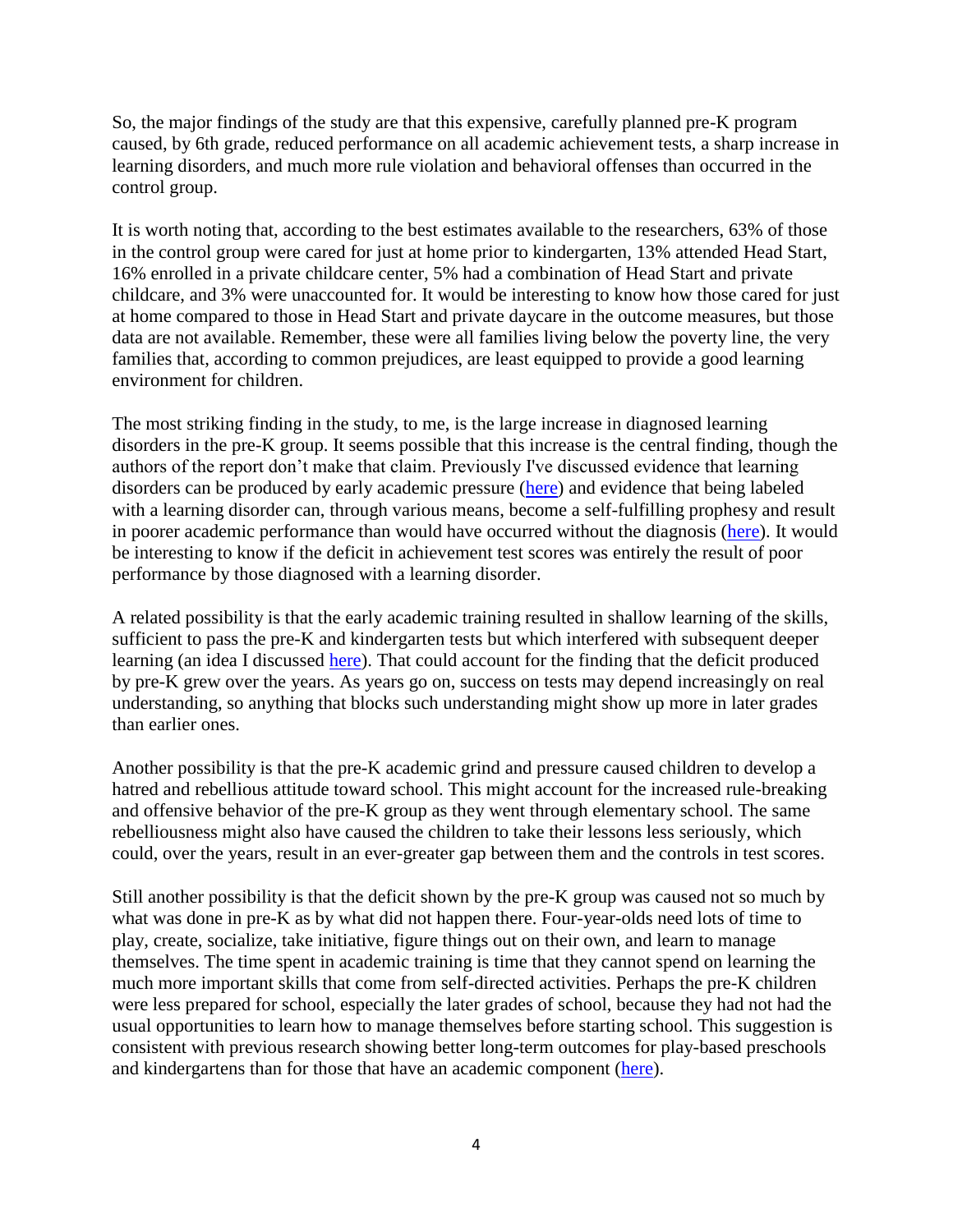So, the major findings of the study are that this expensive, carefully planned pre-K program caused, by 6th grade, reduced performance on all academic achievement tests, a sharp increase in learning disorders, and much more rule violation and behavioral offenses than occurred in the control group.

It is worth noting that, according to the best estimates available to the researchers, 63% of those in the control group were cared for just at home prior to kindergarten, 13% attended Head Start, 16% enrolled in a private childcare center, 5% had a combination of Head Start and private childcare, and 3% were unaccounted for. It would be interesting to know how those cared for just at home compared to those in Head Start and private daycare in the outcome measures, but those data are not available. Remember, these were all families living below the poverty line, the very families that, according to common prejudices, are least equipped to provide a good learning environment for children.

The most striking finding in the study, to me, is the large increase in diagnosed learning disorders in the pre-K group. It seems possible that this increase is the central finding, though the authors of the report don't make that claim. Previously I've discussed evidence that learning disorders can be produced by early academic pressure (here) and evidence that being labeled with a learning disorder can, through various means, become a self-fulfilling prophesy and result in poorer academic performance than would have occurred without the diagnosis (here). It would be interesting to know if the deficit in achievement test scores was entirely the result of poor performance by those diagnosed with a learning disorder.

A related possibility is that the early academic training resulted in shallow learning of the skills, sufficient to pass the pre-K and kindergarten tests but which interfered with subsequent deeper learning (an idea I discussed here). That could account for the finding that the deficit produced by pre-K grew over the years. As years go on, success on tests may depend increasingly on real understanding, so anything that blocks such understanding might show up more in later grades than earlier ones.

Another possibility is that the pre-K academic grind and pressure caused children to develop a hatred and rebellious attitude toward school. This might account for the increased rule-breaking and offensive behavior of the pre-K group as they went through elementary school. The same rebelliousness might also have caused the children to take their lessons less seriously, which could, over the years, result in an ever-greater gap between them and the controls in test scores.

Still another possibility is that the deficit shown by the pre-K group was caused not so much by what was done in pre-K as by what did not happen there. Four-year-olds need lots of time to play, create, socialize, take initiative, figure things out on their own, and learn to manage themselves. The time spent in academic training is time that they cannot spend on learning the much more important skills that come from self-directed activities. Perhaps the pre-K children were less prepared for school, especially the later grades of school, because they had not had the usual opportunities to learn how to manage themselves before starting school. This suggestion is consistent with previous research showing better long-term outcomes for play-based preschools and kindergartens than for those that have an academic component (here).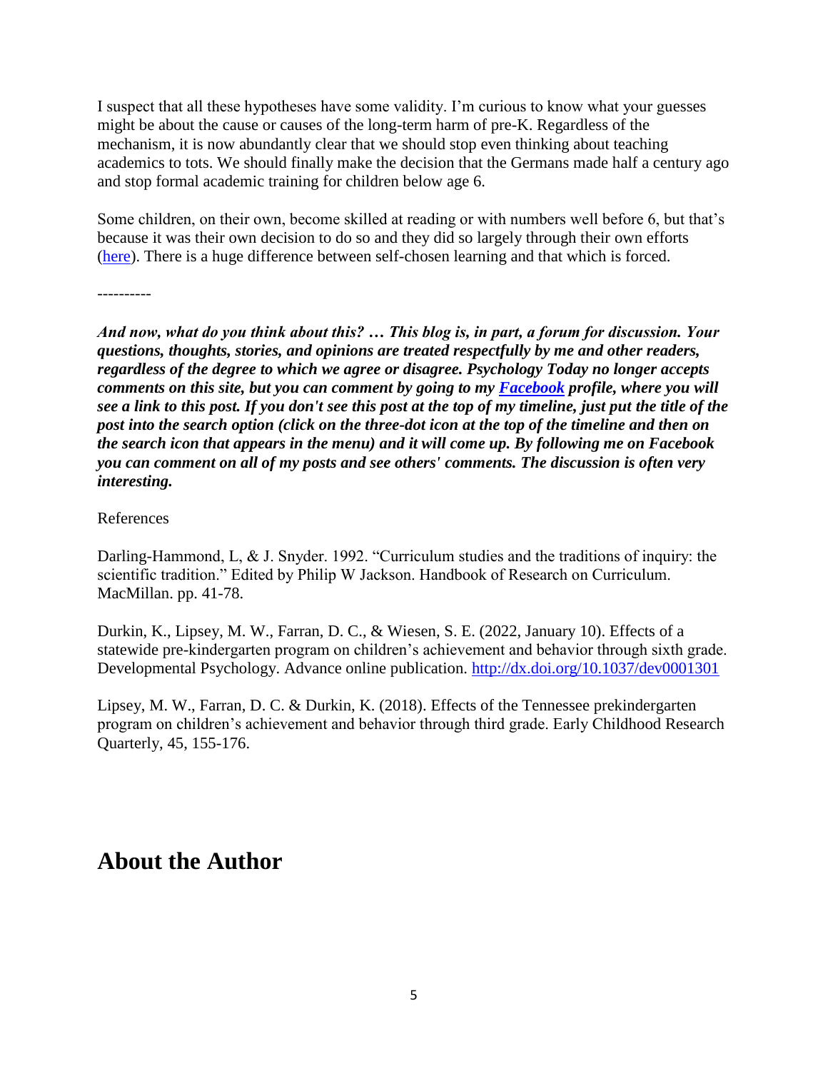I suspect that all these hypotheses have some validity. I'm curious to know what your guesses might be about the cause or causes of the long-term harm of pre-K. Regardless of the mechanism, it is now abundantly clear that we should stop even thinking about teaching academics to tots. We should finally make the decision that the Germans made half a century ago and stop formal academic training for children below age 6.

Some children, on their own, become skilled at reading or with numbers well before 6, but that's because it was their own decision to do so and they did so largely through their own efforts (here). There is a huge difference between self-chosen learning and that which is forced.

----------

***And now, what do you think about this? … This blog is, in part, a forum for discussion. Your questions, thoughts, stories, and opinions are treated respectfully by me and other readers, regardless of the degree to which we agree or disagree. Psychology Today no longer accepts comments on this site, but you can comment by going to my Facebook profile, where you will see a link to this post. If you don't see this post at the top of my timeline, just put the title of the post into the search option (click on the three-dot icon at the top of the timeline and then on the search icon that appears in the menu) and it will come up. By following me on Facebook you can comment on all of my posts and see others' comments. The discussion is often very interesting.***

References

Darling-Hammond, L, & J. Snyder. 1992. "Curriculum studies and the traditions of inquiry: the scientific tradition." Edited by Philip W Jackson. Handbook of Research on Curriculum. MacMillan. pp. 41-78.

Durkin, K., Lipsey, M. W., Farran, D. C., & Wiesen, S. E. (2022, January 10). Effects of a statewide pre-kindergarten program on children's achievement and behavior through sixth grade. Developmental Psychology. Advance online publication. http://dx.doi.org/10.1037/dev0001301

Lipsey, M. W., Farran, D. C. & Durkin, K. (2018). Effects of the Tennessee prekindergarten program on children's achievement and behavior through third grade. Early Childhood Research Quarterly, 45, 155-176.

## About the Author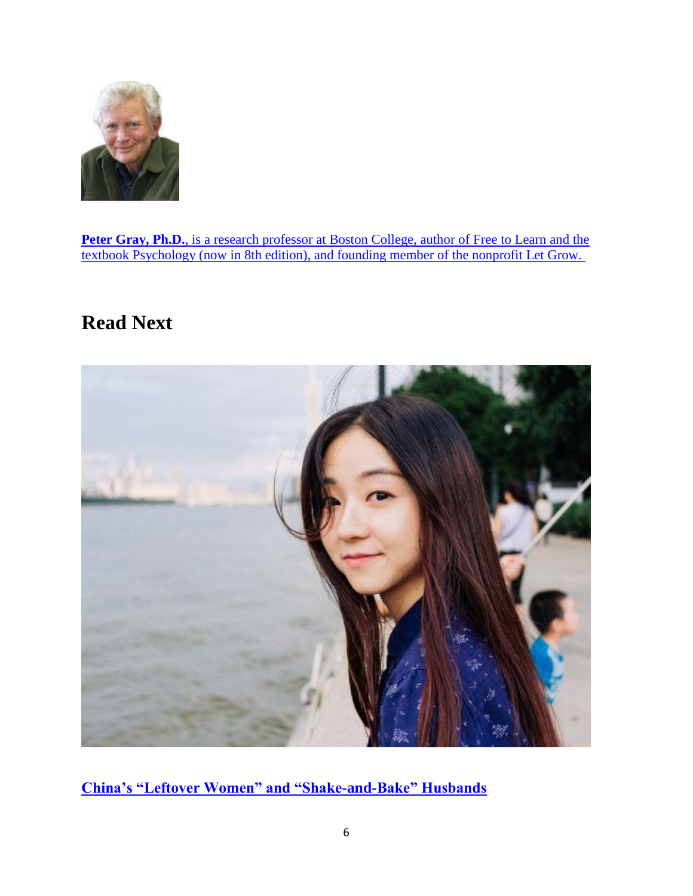**Peter Gray, Ph.D.**, is a research professor at Boston College, author of Free to Learn and the textbook Psychology (now in 8th edition), and founding member of the nonprofit Let Grow.

## Read Next

**China's "Leftover Women" and "Shake-and-Bake" Husbands**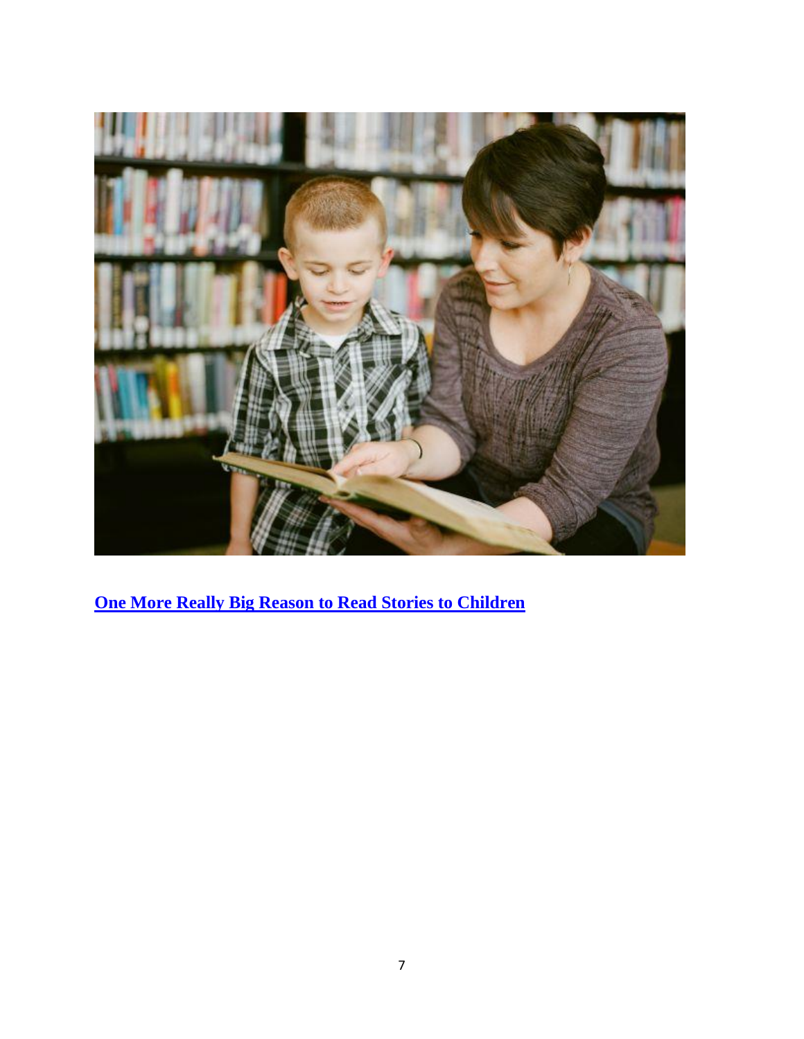**One More Really Big Reason to Read Stories to Children**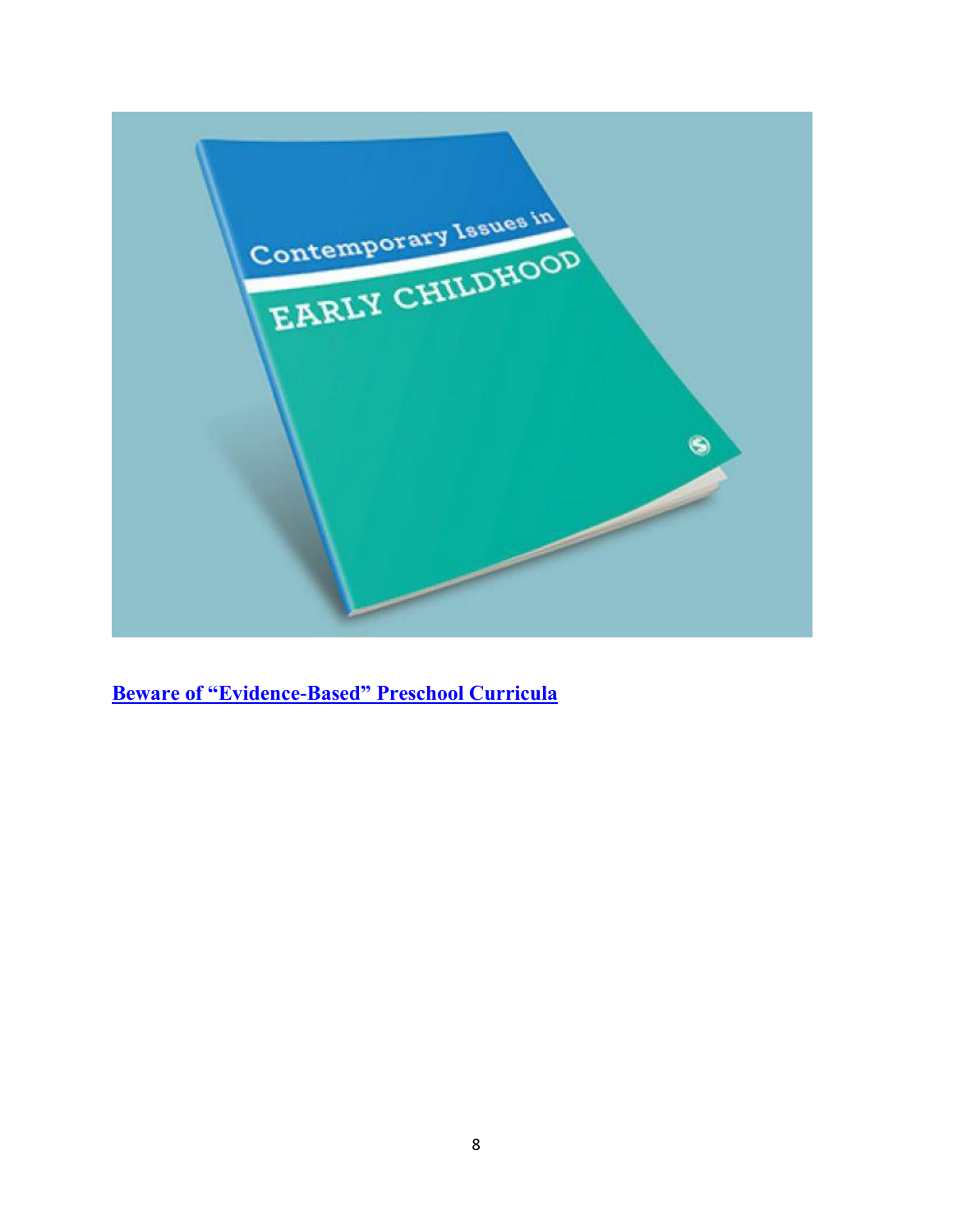**[Beware of "Evidence-Based" Preschool Curricula]()**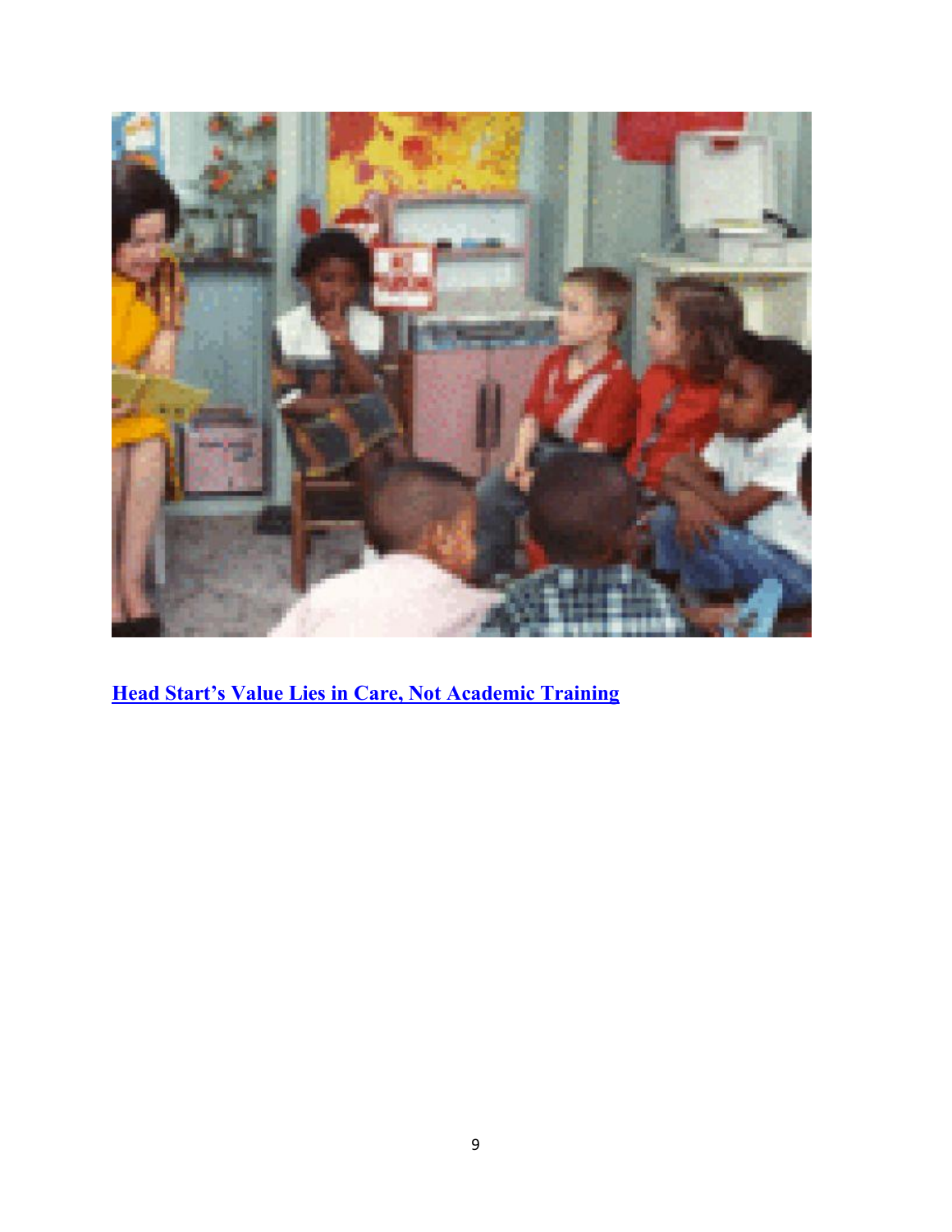[**Head Start's Value Lies in Care, Not Academic Training**]()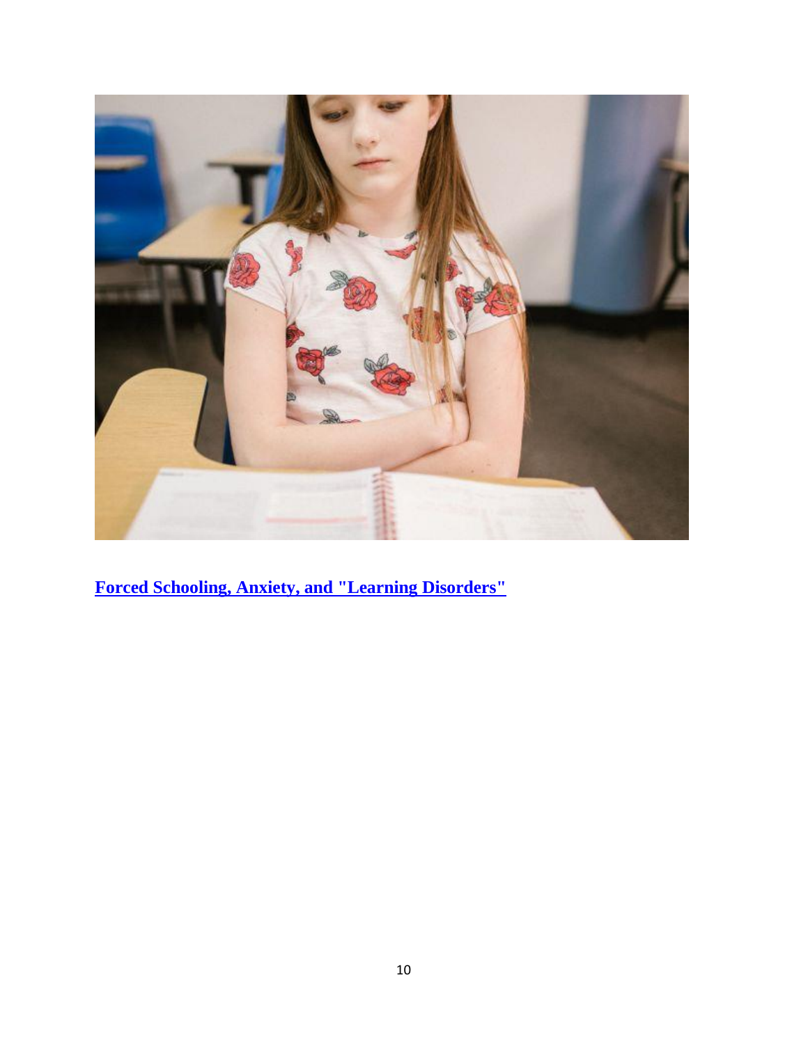**Forced Schooling, Anxiety, and "Learning Disorders"**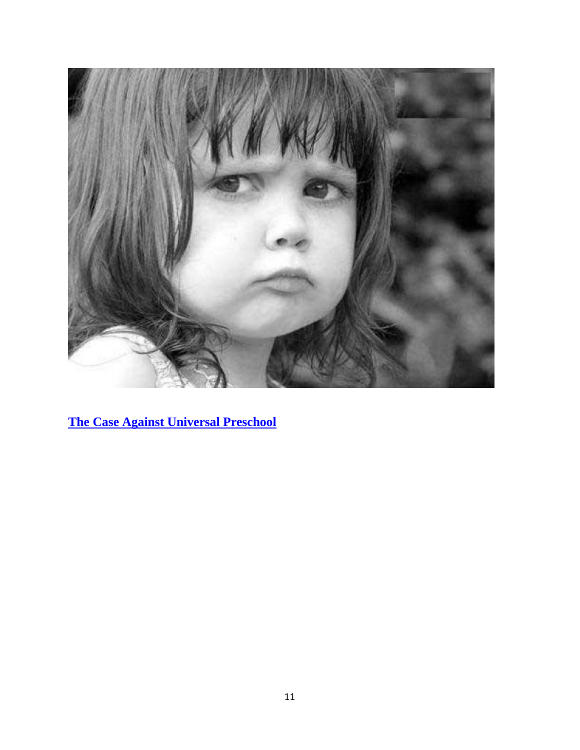**[The Case Against Universal Preschool](#)**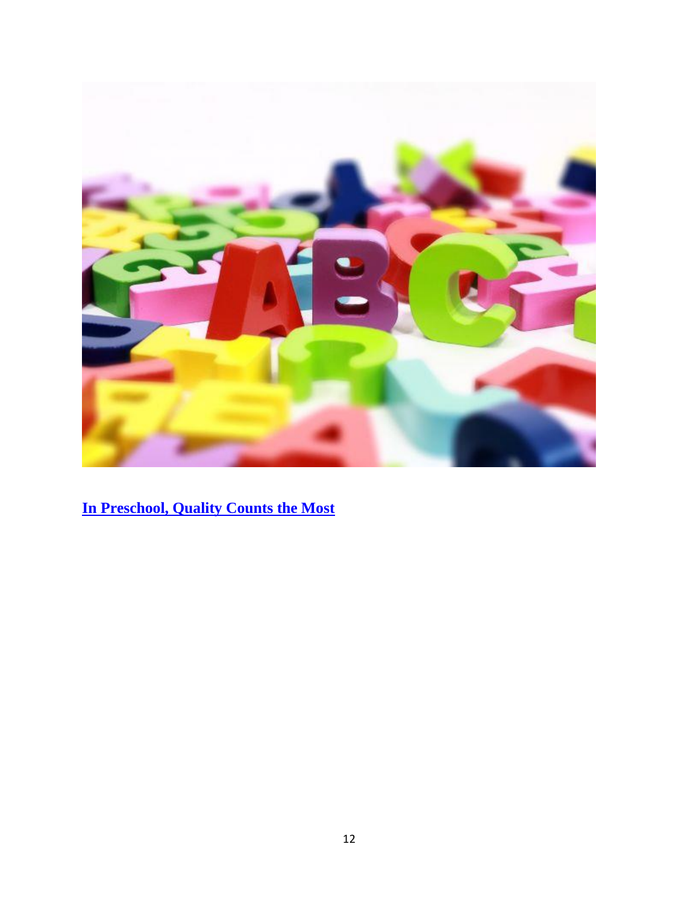**In Preschool, Quality Counts the Most**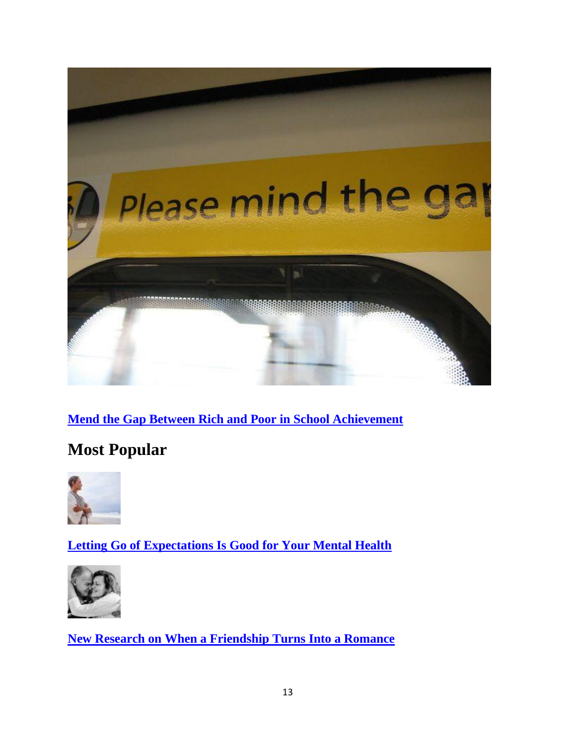[Mend the Gap Between Rich and Poor in School Achievement]

## Most Popular

[Letting Go of Expectations Is Good for Your Mental Health]

[New Research on When a Friendship Turns Into a Romance]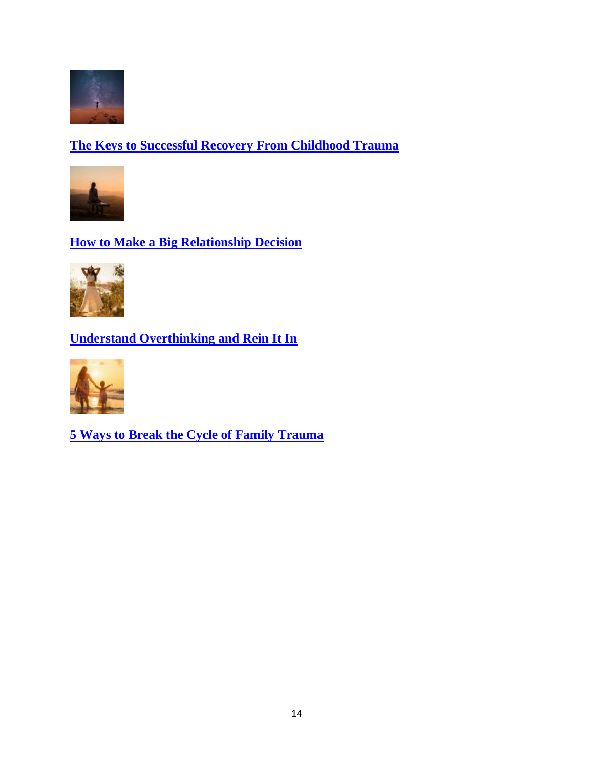**The Keys to Successful Recovery From Childhood Trauma**

**How to Make a Big Relationship Decision**

**Understand Overthinking and Rein It In**

**5 Ways to Break the Cycle of Family Trauma**